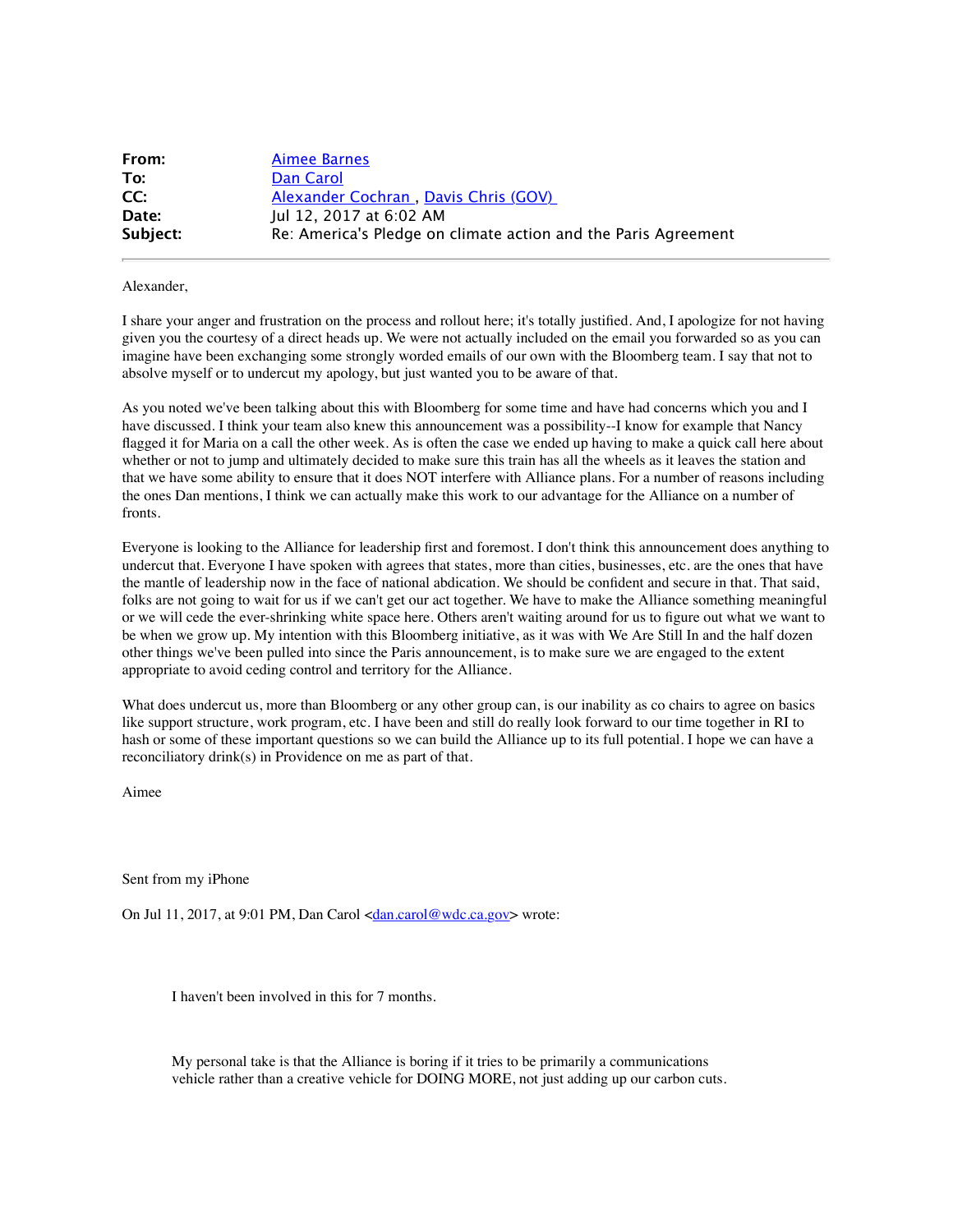**From:** Aimee Barnes
**To:** Dan Carol
**CC:** Alexander Cochran , Davis Chris (GOV)
**Date:** Jul 12, 2017 at 6:02 AM
**Subject:** Re: America's Pledge on climate action and the Paris Agreement

---

Alexander,

I share your anger and frustration on the process and rollout here; it's totally justified. And, I apologize for not having given you the courtesy of a direct heads up. We were not actually included on the email you forwarded so as you can imagine have been exchanging some strongly worded emails of our own with the Bloomberg team. I say that not to absolve myself or to undercut my apology, but just wanted you to be aware of that.

As you noted we've been talking about this with Bloomberg for some time and have had concerns which you and I have discussed. I think your team also knew this announcement was a possibility--I know for example that Nancy flagged it for Maria on a call the other week. As is often the case we ended up having to make a quick call here about whether or not to jump and ultimately decided to make sure this train has all the wheels as it leaves the station and that we have some ability to ensure that it does NOT interfere with Alliance plans. For a number of reasons including the ones Dan mentions, I think we can actually make this work to our advantage for the Alliance on a number of fronts.

Everyone is looking to the Alliance for leadership first and foremost. I don't think this announcement does anything to undercut that. Everyone I have spoken with agrees that states, more than cities, businesses, etc. are the ones that have the mantle of leadership now in the face of national abdication. We should be confident and secure in that. That said, folks are not going to wait for us if we can't get our act together. We have to make the Alliance something meaningful or we will cede the ever-shrinking white space here. Others aren't waiting around for us to figure out what we want to be when we grow up. My intention with this Bloomberg initiative, as it was with We Are Still In and the half dozen other things we've been pulled into since the Paris announcement, is to make sure we are engaged to the extent appropriate to avoid ceding control and territory for the Alliance.

What does undercut us, more than Bloomberg or any other group can, is our inability as co chairs to agree on basics like support structure, work program, etc. I have been and still do really look forward to our time together in RI to hash or some of these important questions so we can build the Alliance up to its full potential. I hope we can have a reconciliatory drink(s) in Providence on me as part of that.

Aimee

Sent from my iPhone

On Jul 11, 2017, at 9:01 PM, Dan Carol <dan.carol@wdc.ca.gov> wrote:

> I haven't been involved in this for 7 months.
>
> My personal take is that the Alliance is boring if it tries to be primarily a communications vehicle rather than a creative vehicle for DOING MORE, not just adding up our carbon cuts.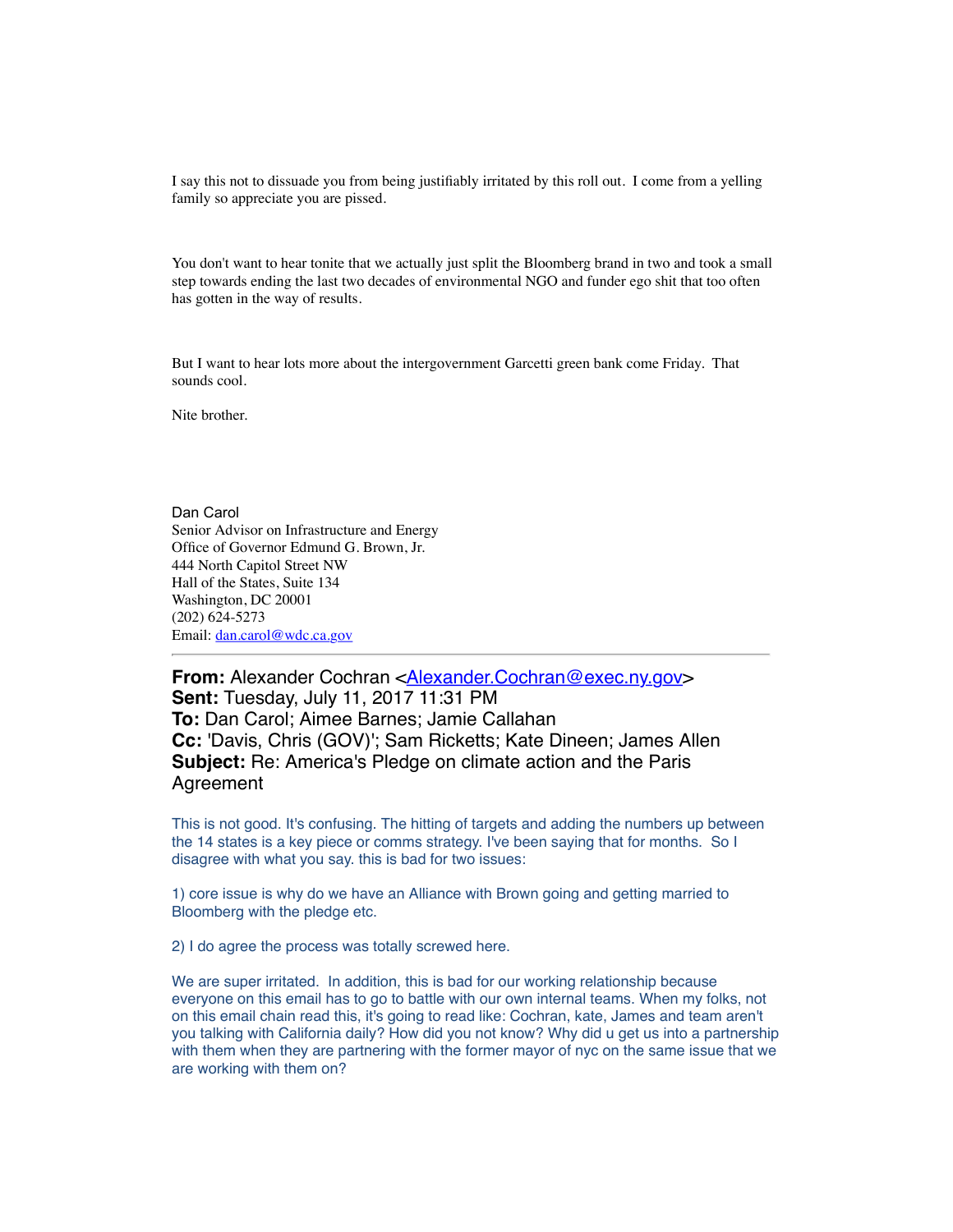I say this not to dissuade you from being justifiably irritated by this roll out. I come from a yelling family so appreciate you are pissed.

You don't want to hear tonite that we actually just split the Bloomberg brand in two and took a small step towards ending the last two decades of environmental NGO and funder ego shit that too often has gotten in the way of results.

But I want to hear lots more about the intergovernment Garcetti green bank come Friday. That sounds cool.

Nite brother.

Dan Carol
Senior Advisor on Infrastructure and Energy
Office of Governor Edmund G. Brown, Jr.
444 North Capitol Street NW
Hall of the States, Suite 134
Washington, DC 20001
(202) 624-5273
Email: dan.carol@wdc.ca.gov

---

**From:** Alexander Cochran <Alexander.Cochran@exec.ny.gov>
**Sent:** Tuesday, July 11, 2017 11:31 PM
**To:** Dan Carol; Aimee Barnes; Jamie Callahan
**Cc:** 'Davis, Chris (GOV)'; Sam Ricketts; Kate Dineen; James Allen
**Subject:** Re: America's Pledge on climate action and the Paris Agreement

This is not good. It's confusing. The hitting of targets and adding the numbers up between the 14 states is a key piece or comms strategy. I've been saying that for months. So I disagree with what you say. this is bad for two issues:

1) core issue is why do we have an Alliance with Brown going and getting married to Bloomberg with the pledge etc.

2) I do agree the process was totally screwed here.

We are super irritated. In addition, this is bad for our working relationship because everyone on this email has to go to battle with our own internal teams. When my folks, not on this email chain read this, it's going to read like: Cochran, kate, James and team aren't you talking with California daily? How did you not know? Why did u get us into a partnership with them when they are partnering with the former mayor of nyc on the same issue that we are working with them on?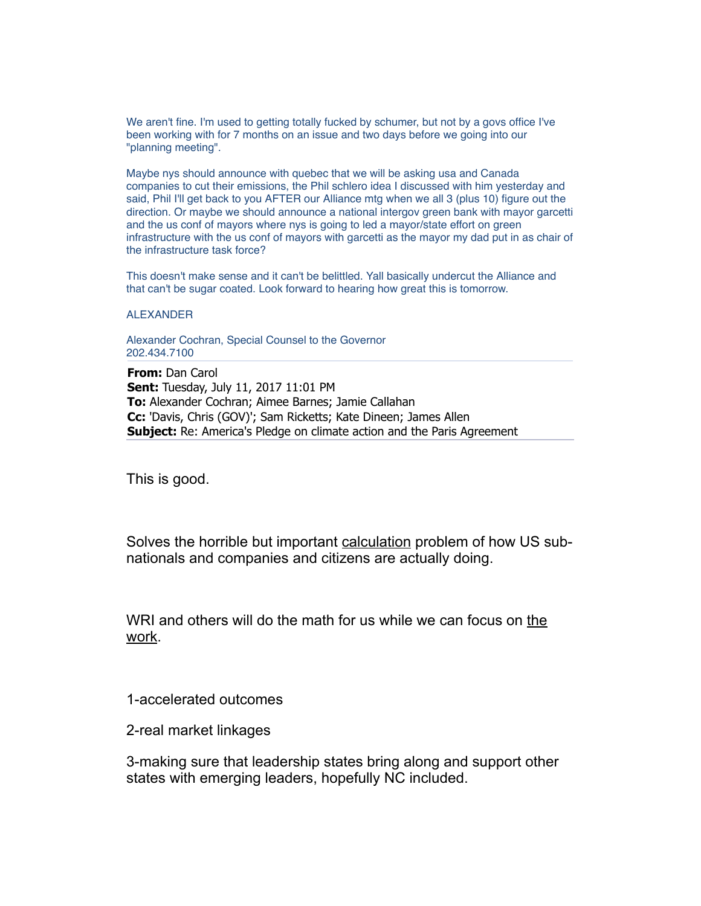We aren't fine. I'm used to getting totally fucked by schumer, but not by a govs office I've been working with for 7 months on an issue and two days before we going into our "planning meeting".

Maybe nys should announce with quebec that we will be asking usa and Canada companies to cut their emissions, the Phil schlero idea I discussed with him yesterday and said, Phil I'll get back to you AFTER our Alliance mtg when we all 3 (plus 10) figure out the direction. Or maybe we should announce a national intergov green bank with mayor garcetti and the us conf of mayors where nys is going to led a mayor/state effort on green infrastructure with the us conf of mayors with garcetti as the mayor my dad put in as chair of the infrastructure task force?

This doesn't make sense and it can't be belittled. Yall basically undercut the Alliance and that can't be sugar coated. Look forward to hearing how great this is tomorrow.

ALEXANDER

Alexander Cochran, Special Counsel to the Governor
202.434.7100

---

**From:** Dan Carol
**Sent:** Tuesday, July 11, 2017 11:01 PM
**To:** Alexander Cochran; Aimee Barnes; Jamie Callahan
**Cc:** 'Davis, Chris (GOV)'; Sam Ricketts; Kate Dineen; James Allen
**Subject:** Re: America's Pledge on climate action and the Paris Agreement

---

This is good.

Solves the horrible but important calculation problem of how US sub-nationals and companies and citizens are actually doing.

WRI and others will do the math for us while we can focus on the work.

1-accelerated outcomes

2-real market linkages

3-making sure that leadership states bring along and support other states with emerging leaders, hopefully NC included.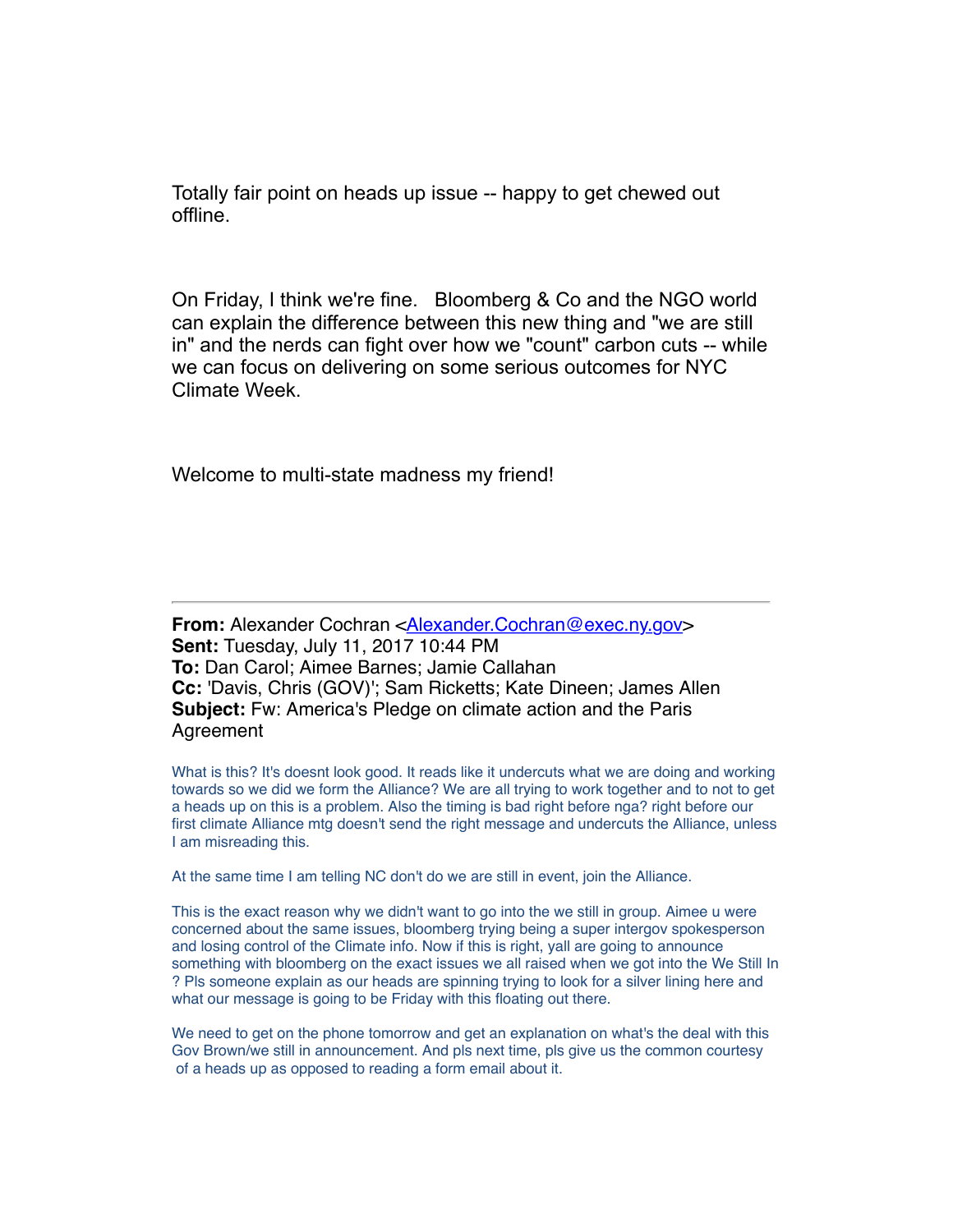Totally fair point on heads up issue -- happy to get chewed out offline.

On Friday, I think we're fine. Bloomberg & Co and the NGO world can explain the difference between this new thing and "we are still in" and the nerds can fight over how we "count" carbon cuts -- while we can focus on delivering on some serious outcomes for NYC Climate Week.

Welcome to multi-state madness my friend!

---

**From:** Alexander Cochran <Alexander.Cochran@exec.ny.gov>
**Sent:** Tuesday, July 11, 2017 10:44 PM
**To:** Dan Carol; Aimee Barnes; Jamie Callahan
**Cc:** 'Davis, Chris (GOV)'; Sam Ricketts; Kate Dineen; James Allen
**Subject:** Fw: America's Pledge on climate action and the Paris Agreement

What is this? It's doesnt look good. It reads like it undercuts what we are doing and working towards so we did we form the Alliance? We are all trying to work together and to not to get a heads up on this is a problem. Also the timing is bad right before nga? right before our first climate Alliance mtg doesn't send the right message and undercuts the Alliance, unless I am misreading this.

At the same time I am telling NC don't do we are still in event, join the Alliance.

This is the exact reason why we didn't want to go into the we still in group. Aimee u were concerned about the same issues, bloomberg trying being a super intergov spokesperson and losing control of the Climate info. Now if this is right, yall are going to announce something with bloomberg on the exact issues we all raised when we got into the We Still In ? Pls someone explain as our heads are spinning trying to look for a silver lining here and what our message is going to be Friday with this floating out there.

We need to get on the phone tomorrow and get an explanation on what's the deal with this Gov Brown/we still in announcement. And pls next time, pls give us the common courtesy of a heads up as opposed to reading a form email about it.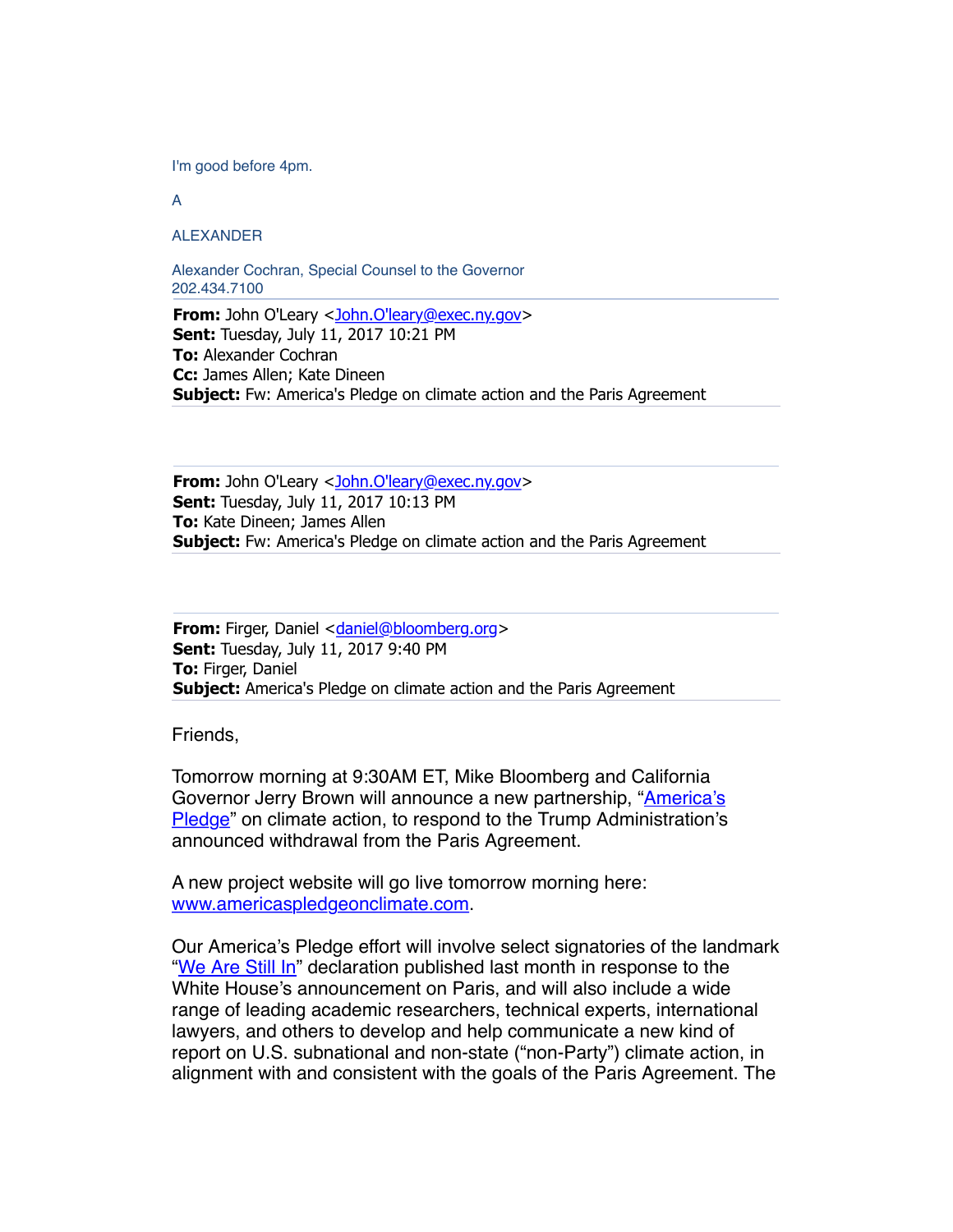I'm good before 4pm.

A

ALEXANDER

Alexander Cochran, Special Counsel to the Governor
202.434.7100

**From:** John O'Leary <John.O'leary@exec.ny.gov>
**Sent:** Tuesday, July 11, 2017 10:21 PM
**To:** Alexander Cochran
**Cc:** James Allen; Kate Dineen
**Subject:** Fw: America's Pledge on climate action and the Paris Agreement

**From:** John O'Leary <John.O'leary@exec.ny.gov>
**Sent:** Tuesday, July 11, 2017 10:13 PM
**To:** Kate Dineen; James Allen
**Subject:** Fw: America's Pledge on climate action and the Paris Agreement

**From:** Firger, Daniel <daniel@bloomberg.org>
**Sent:** Tuesday, July 11, 2017 9:40 PM
**To:** Firger, Daniel
**Subject:** America's Pledge on climate action and the Paris Agreement

Friends,

Tomorrow morning at 9:30AM ET, Mike Bloomberg and California Governor Jerry Brown will announce a new partnership, "America's Pledge" on climate action, to respond to the Trump Administration's announced withdrawal from the Paris Agreement.

A new project website will go live tomorrow morning here: www.americaspledgeonclimate.com.

Our America's Pledge effort will involve select signatories of the landmark "We Are Still In" declaration published last month in response to the White House's announcement on Paris, and will also include a wide range of leading academic researchers, technical experts, international lawyers, and others to develop and help communicate a new kind of report on U.S. subnational and non-state ("non-Party") climate action, in alignment with and consistent with the goals of the Paris Agreement. The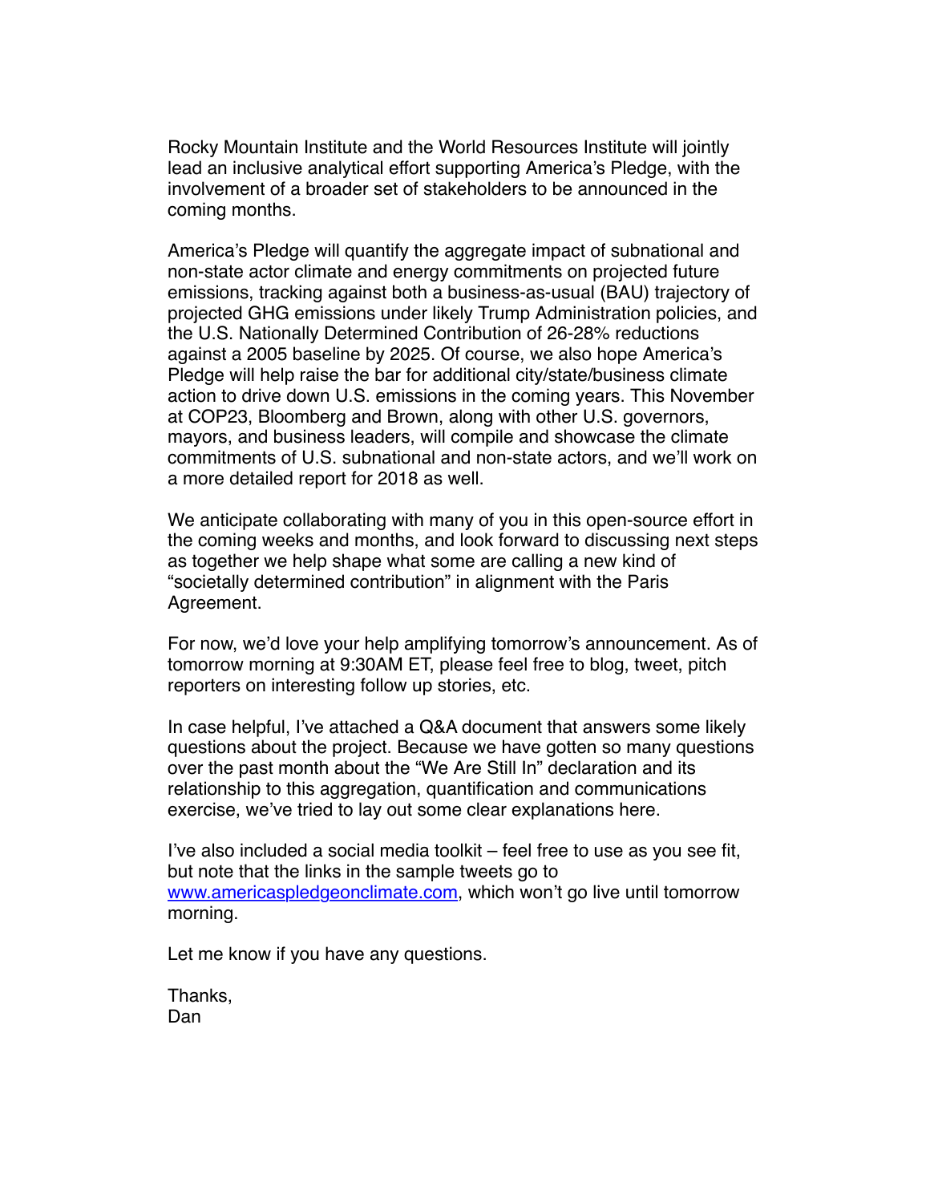Rocky Mountain Institute and the World Resources Institute will jointly lead an inclusive analytical effort supporting America's Pledge, with the involvement of a broader set of stakeholders to be announced in the coming months.

America's Pledge will quantify the aggregate impact of subnational and non-state actor climate and energy commitments on projected future emissions, tracking against both a business-as-usual (BAU) trajectory of projected GHG emissions under likely Trump Administration policies, and the U.S. Nationally Determined Contribution of 26-28% reductions against a 2005 baseline by 2025. Of course, we also hope America's Pledge will help raise the bar for additional city/state/business climate action to drive down U.S. emissions in the coming years. This November at COP23, Bloomberg and Brown, along with other U.S. governors, mayors, and business leaders, will compile and showcase the climate commitments of U.S. subnational and non-state actors, and we'll work on a more detailed report for 2018 as well.

We anticipate collaborating with many of you in this open-source effort in the coming weeks and months, and look forward to discussing next steps as together we help shape what some are calling a new kind of "societally determined contribution" in alignment with the Paris Agreement.

For now, we'd love your help amplifying tomorrow's announcement. As of tomorrow morning at 9:30AM ET, please feel free to blog, tweet, pitch reporters on interesting follow up stories, etc.

In case helpful, I've attached a Q&A document that answers some likely questions about the project. Because we have gotten so many questions over the past month about the "We Are Still In" declaration and its relationship to this aggregation, quantification and communications exercise, we've tried to lay out some clear explanations here.

I've also included a social media toolkit – feel free to use as you see fit, but note that the links in the sample tweets go to [www.americaspledgeonclimate.com](http://www.americaspledgeonclimate.com), which won't go live until tomorrow morning.

Let me know if you have any questions.

Thanks,
Dan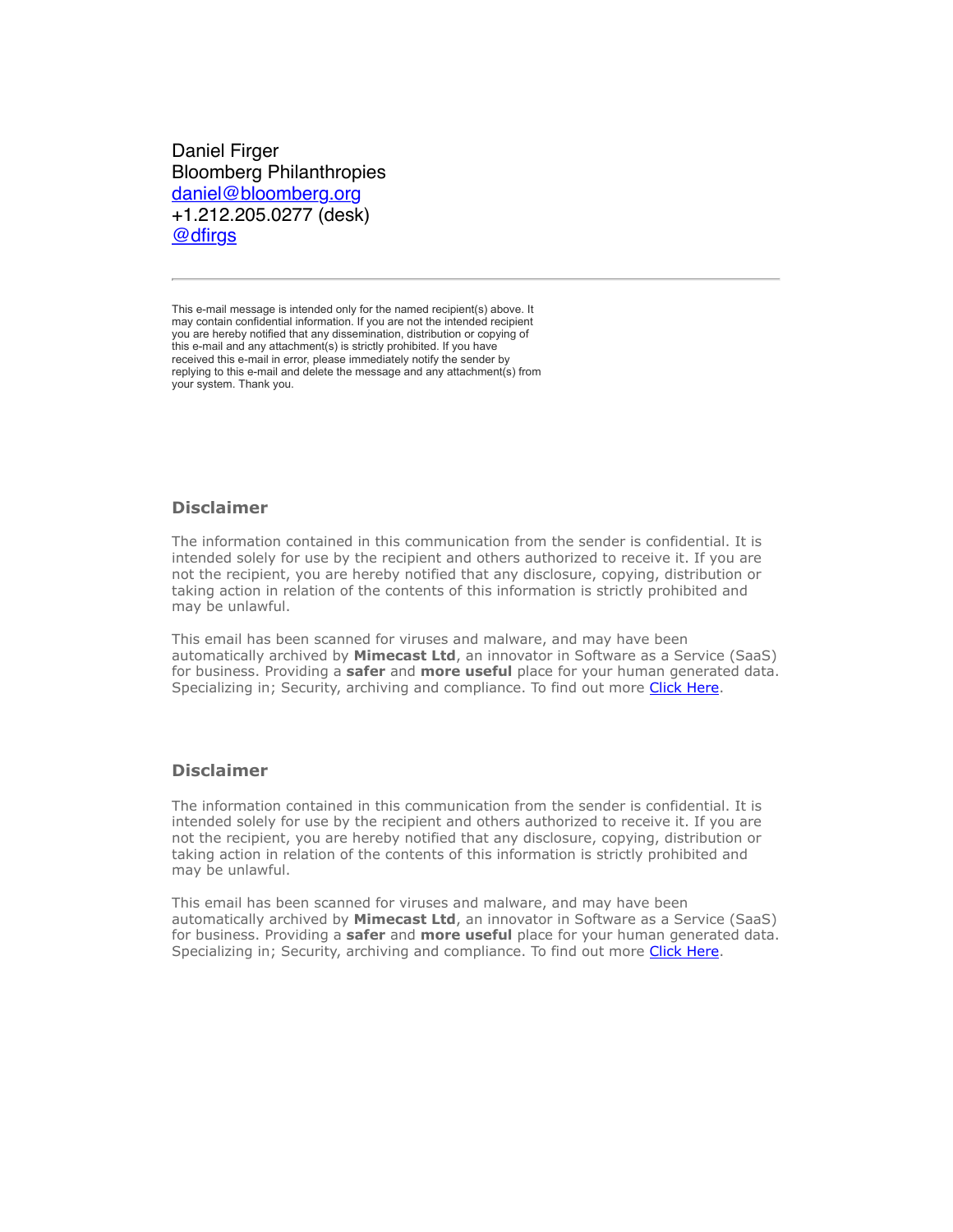Daniel Firger
Bloomberg Philanthropies
daniel@bloomberg.org
+1.212.205.0277 (desk)
@dfirgs

---

This e-mail message is intended only for the named recipient(s) above. It may contain confidential information. If you are not the intended recipient you are hereby notified that any dissemination, distribution or copying of this e-mail and any attachment(s) is strictly prohibited. If you have received this e-mail in error, please immediately notify the sender by replying to this e-mail and delete the message and any attachment(s) from your system. Thank you.

## Disclaimer

The information contained in this communication from the sender is confidential. It is intended solely for use by the recipient and others authorized to receive it. If you are not the recipient, you are hereby notified that any disclosure, copying, distribution or taking action in relation of the contents of this information is strictly prohibited and may be unlawful.

This email has been scanned for viruses and malware, and may have been automatically archived by **Mimecast Ltd**, an innovator in Software as a Service (SaaS) for business. Providing a **safer** and **more useful** place for your human generated data. Specializing in; Security, archiving and compliance. To find out more Click Here.

## Disclaimer

The information contained in this communication from the sender is confidential. It is intended solely for use by the recipient and others authorized to receive it. If you are not the recipient, you are hereby notified that any disclosure, copying, distribution or taking action in relation of the contents of this information is strictly prohibited and may be unlawful.

This email has been scanned for viruses and malware, and may have been automatically archived by **Mimecast Ltd**, an innovator in Software as a Service (SaaS) for business. Providing a **safer** and **more useful** place for your human generated data. Specializing in; Security, archiving and compliance. To find out more Click Here.